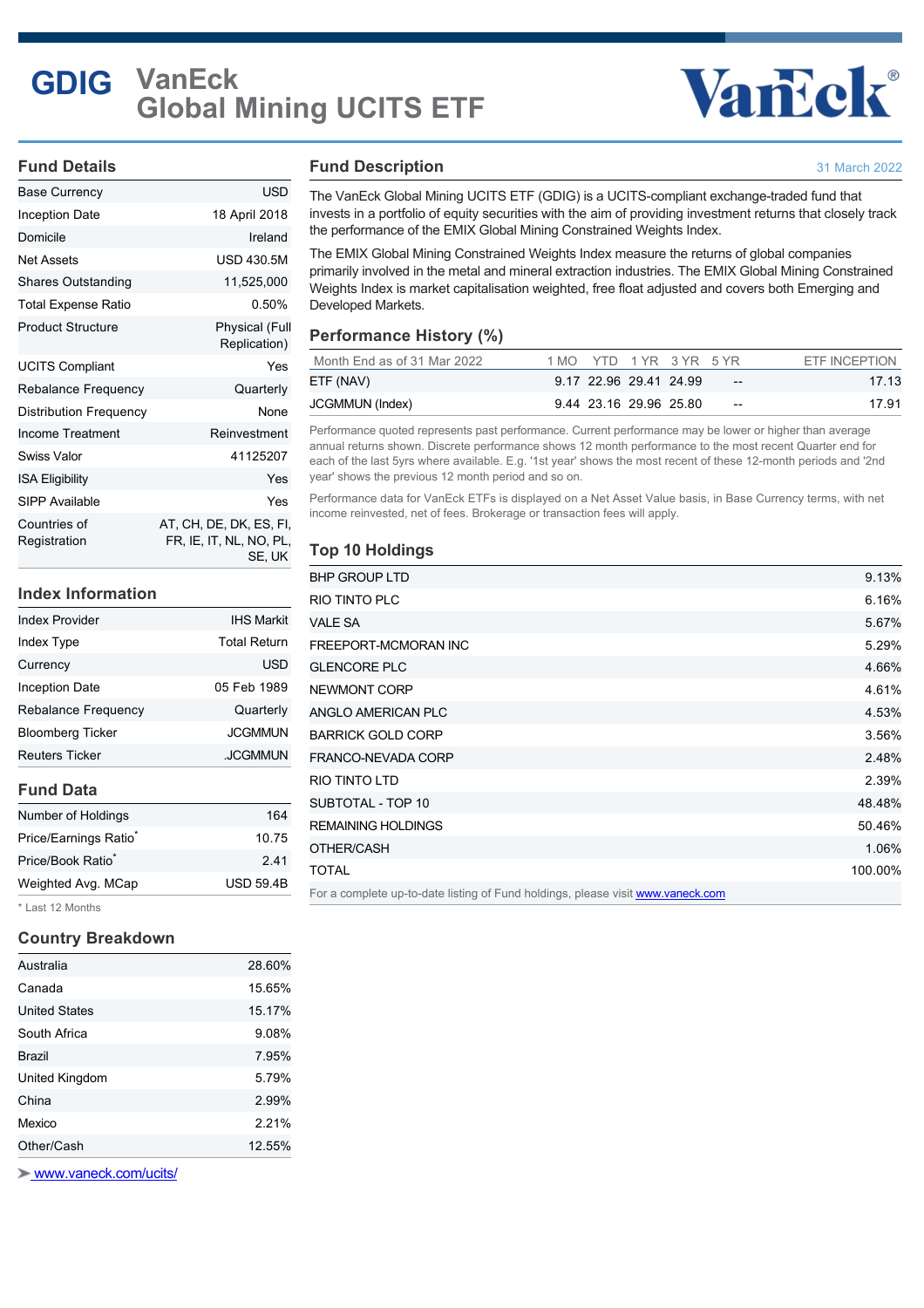# GDIG VanEck Global Mining UCITS ETF

## Fund Details

| | |
|---|---|
| Base Currency | USD |
| Inception Date | 18 April 2018 |
| Domicile | Ireland |
| Net Assets | USD 430.5M |
| Shares Outstanding | 11,525,000 |
| Total Expense Ratio | 0.50% |
| Product Structure | Physical (Full Replication) |
| UCITS Compliant | Yes |
| Rebalance Frequency | Quarterly |
| Distribution Frequency | None |
| Income Treatment | Reinvestment |
| Swiss Valor | 41125207 |
| ISA Eligibility | Yes |
| SIPP Available | Yes |
| Countries of Registration | AT, CH, DE, DK, ES, FI, FR, IE, IT, NL, NO, PL, SE, UK |

## Index Information

| | |
|---|---|
| Index Provider | IHS Markit |
| Index Type | Total Return |
| Currency | USD |
| Inception Date | 05 Feb 1989 |
| Rebalance Frequency | Quarterly |
| Bloomberg Ticker | JCGMMUN |
| Reuters Ticker | .JCGMMUN |

## Fund Data

| | |
|---|---|
| Number of Holdings | 164 |
| Price/Earnings Ratio* | 10.75 |
| Price/Book Ratio* | 2.41 |
| Weighted Avg. MCap | USD 59.4B |

* Last 12 Months

## Country Breakdown

| | |
|---|---|
| Australia | 28.60% |
| Canada | 15.65% |
| United States | 15.17% |
| South Africa | 9.08% |
| Brazil | 7.95% |
| United Kingdom | 5.79% |
| China | 2.99% |
| Mexico | 2.21% |
| Other/Cash | 12.55% |

www.vaneck.com/ucits/

## Fund Description

31 March 2022

The VanEck Global Mining UCITS ETF (GDIG) is a UCITS-compliant exchange-traded fund that invests in a portfolio of equity securities with the aim of providing investment returns that closely track the performance of the EMIX Global Mining Constrained Weights Index.

The EMIX Global Mining Constrained Weights Index measure the returns of global companies primarily involved in the metal and mineral extraction industries. The EMIX Global Mining Constrained Weights Index is market capitalisation weighted, free float adjusted and covers both Emerging and Developed Markets.

## Performance History (%)

| Month End as of 31 Mar 2022 | 1 MO | YTD | 1 YR | 3 YR | 5 YR | ETF INCEPTION |
|---|---|---|---|---|---|---|
| ETF (NAV) | 9.17 | 22.96 | 29.41 | 24.99 | -- | 17.13 |
| JCGMMUN (Index) | 9.44 | 23.16 | 29.96 | 25.80 | -- | 17.91 |

Performance quoted represents past performance. Current performance may be lower or higher than average annual returns shown. Discrete performance shows 12 month performance to the most recent Quarter end for each of the last 5yrs where available. E.g. '1st year' shows the most recent of these 12-month periods and '2nd year' shows the previous 12 month period and so on.

Performance data for VanEck ETFs is displayed on a Net Asset Value basis, in Base Currency terms, with net income reinvested, net of fees. Brokerage or transaction fees will apply.

## Top 10 Holdings

| | |
|---|---|
| BHP GROUP LTD | 9.13% |
| RIO TINTO PLC | 6.16% |
| VALE SA | 5.67% |
| FREEPORT-MCMORAN INC | 5.29% |
| GLENCORE PLC | 4.66% |
| NEWMONT CORP | 4.61% |
| ANGLO AMERICAN PLC | 4.53% |
| BARRICK GOLD CORP | 3.56% |
| FRANCO-NEVADA CORP | 2.48% |
| RIO TINTO LTD | 2.39% |
| SUBTOTAL - TOP 10 | 48.48% |
| REMAINING HOLDINGS | 50.46% |
| OTHER/CASH | 1.06% |
| TOTAL | 100.00% |

For a complete up-to-date listing of Fund holdings, please visit www.vaneck.com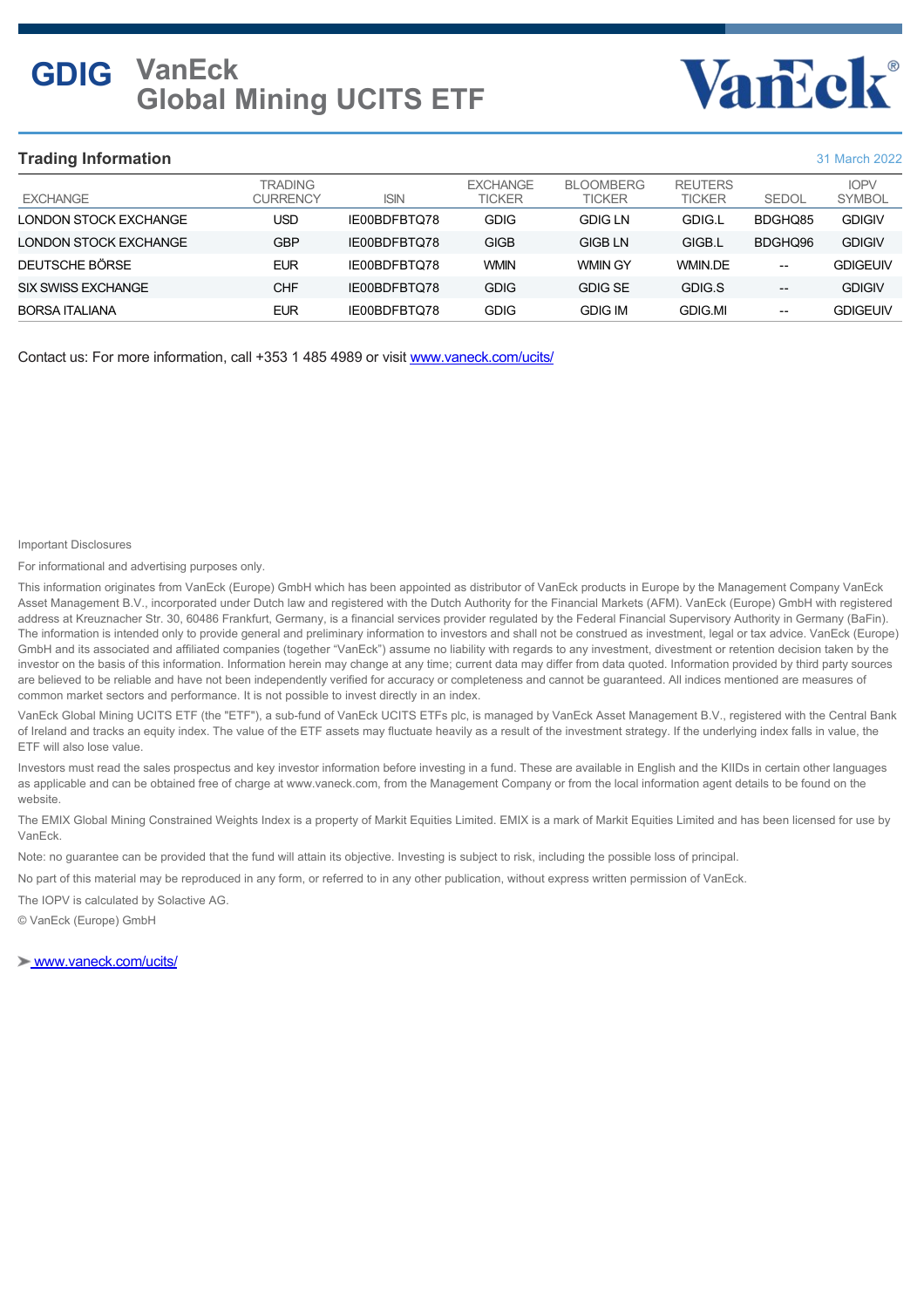# GDIG VanEck Global Mining UCITS ETF

## Trading Information

31 March 2022

| EXCHANGE | TRADING CURRENCY | ISIN | EXCHANGE TICKER | BLOOMBERG TICKER | REUTERS TICKER | SEDOL | IOPV SYMBOL |
|---|---|---|---|---|---|---|---|
| LONDON STOCK EXCHANGE | USD | IE00BDFBTQ78 | GDIG | GDIG LN | GDIG.L | BDGHQ85 | GDIGIV |
| LONDON STOCK EXCHANGE | GBP | IE00BDFBTQ78 | GIGB | GIGB LN | GIGB.L | BDGHQ96 | GDIGIV |
| DEUTSCHE BÖRSE | EUR | IE00BDFBTQ78 | WMIN | WMIN GY | WMIN.DE | -- | GDIGEUIV |
| SIX SWISS EXCHANGE | CHF | IE00BDFBTQ78 | GDIG | GDIG SE | GDIG.S | -- | GDIGIV |
| BORSA ITALIANA | EUR | IE00BDFBTQ78 | GDIG | GDIG IM | GDIG.MI | -- | GDIGEUIV |

Contact us: For more information, call +353 1 485 4989 or visit [www.vaneck.com/ucits/](www.vaneck.com/ucits/)

Important Disclosures

For informational and advertising purposes only.

This information originates from VanEck (Europe) GmbH which has been appointed as distributor of VanEck products in Europe by the Management Company VanEck Asset Management B.V., incorporated under Dutch law and registered with the Dutch Authority for the Financial Markets (AFM). VanEck (Europe) GmbH with registered address at Kreuznacher Str. 30, 60486 Frankfurt, Germany, is a financial services provider regulated by the Federal Financial Supervisory Authority in Germany (BaFin). The information is intended only to provide general and preliminary information to investors and shall not be construed as investment, legal or tax advice. VanEck (Europe) GmbH and its associated and affiliated companies (together "VanEck") assume no liability with regards to any investment, divestment or retention decision taken by the investor on the basis of this information. Information herein may change at any time; current data may differ from data quoted. Information provided by third party sources are believed to be reliable and have not been independently verified for accuracy or completeness and cannot be guaranteed. All indices mentioned are measures of common market sectors and performance. It is not possible to invest directly in an index.

VanEck Global Mining UCITS ETF (the "ETF"), a sub-fund of VanEck UCITS ETFs plc, is managed by VanEck Asset Management B.V., registered with the Central Bank of Ireland and tracks an equity index. The value of the ETF assets may fluctuate heavily as a result of the investment strategy. If the underlying index falls in value, the ETF will also lose value.

Investors must read the sales prospectus and key investor information before investing in a fund. These are available in English and the KIIDs in certain other languages as applicable and can be obtained free of charge at www.vaneck.com, from the Management Company or from the local information agent details to be found on the website.

The EMIX Global Mining Constrained Weights Index is a property of Markit Equities Limited. EMIX is a mark of Markit Equities Limited and has been licensed for use by VanEck.

Note: no guarantee can be provided that the fund will attain its objective. Investing is subject to risk, including the possible loss of principal.

No part of this material may be reproduced in any form, or referred to in any other publication, without express written permission of VanEck.

The IOPV is calculated by Solactive AG.

© VanEck (Europe) GmbH

➤ [www.vaneck.com/ucits/](www.vaneck.com/ucits/)